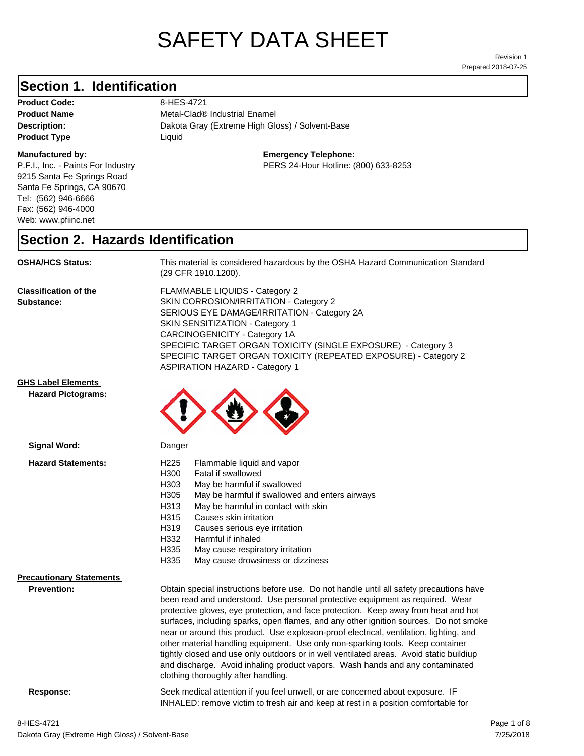# SAFETY DATA SHEET

Revision 1
Prepared 2018-07-25

## Section 1. Identification

**Product Code:** 8-HES-4721
**Product Name** Metal-Clad® Industrial Enamel
**Description:** Dakota Gray (Extreme High Gloss) / Solvent-Base
**Product Type** Liquid

**Manufactured by:**
P.F.I., Inc. - Paints For Industry
9215 Santa Fe Springs Road
Santa Fe Springs, CA 90670
Tel: (562) 946-6666
Fax: (562) 946-4000
Web: www.pfiinc.net

**Emergency Telephone:**
PERS 24-Hour Hotline: (800) 633-8253

## Section 2. Hazards Identification

**OSHA/HCS Status:** This material is considered hazardous by the OSHA Hazard Communication Standard (29 CFR 1910.1200).

**Classification of the Substance:**
FLAMMABLE LIQUIDS - Category 2
SKIN CORROSION/IRRITATION - Category 2
SERIOUS EYE DAMAGE/IRRITATION - Category 2A
SKIN SENSITIZATION - Category 1
CARCINOGENICITY - Category 1A
SPECIFIC TARGET ORGAN TOXICITY (SINGLE EXPOSURE) - Category 3
SPECIFIC TARGET ORGAN TOXICITY (REPEATED EXPOSURE) - Category 2
ASPIRATION HAZARD - Category 1

**GHS Label Elements**

**Hazard Pictograms:**

**Signal Word:** Danger

**Hazard Statements:**

| | |
|---|---|
| H225 | Flammable liquid and vapor |
| H300 | Fatal if swallowed |
| H303 | May be harmful if swallowed |
| H305 | May be harmful if swallowed and enters airways |
| H313 | May be harmful in contact with skin |
| H315 | Causes skin irritation |
| H319 | Causes serious eye irritation |
| H332 | Harmful if inhaled |
| H335 | May cause respiratory irritation |
| H335 | May cause drowsiness or dizziness |

**Precautionary Statements**

**Prevention:** Obtain special instructions before use. Do not handle until all safety precautions have been read and understood. Use personal protective equipment as required. Wear protective gloves, eye protection, and face protection. Keep away from heat and hot surfaces, including sparks, open flames, and any other ignition sources. Do not smoke near or around this product. Use explosion-proof electrical, ventilation, lighting, and other material handling equipment. Use only non-sparking tools. Keep container tightly closed and use only outdoors or in well ventilated areas. Avoid static buildiup and discharge. Avoid inhaling product vapors. Wash hands and any contaminated clothing thoroughly after handling.

**Response:** Seek medical attention if you feel unwell, or are concerned about exposure. IF INHALED: remove victim to fresh air and keep at rest in a position comfortable for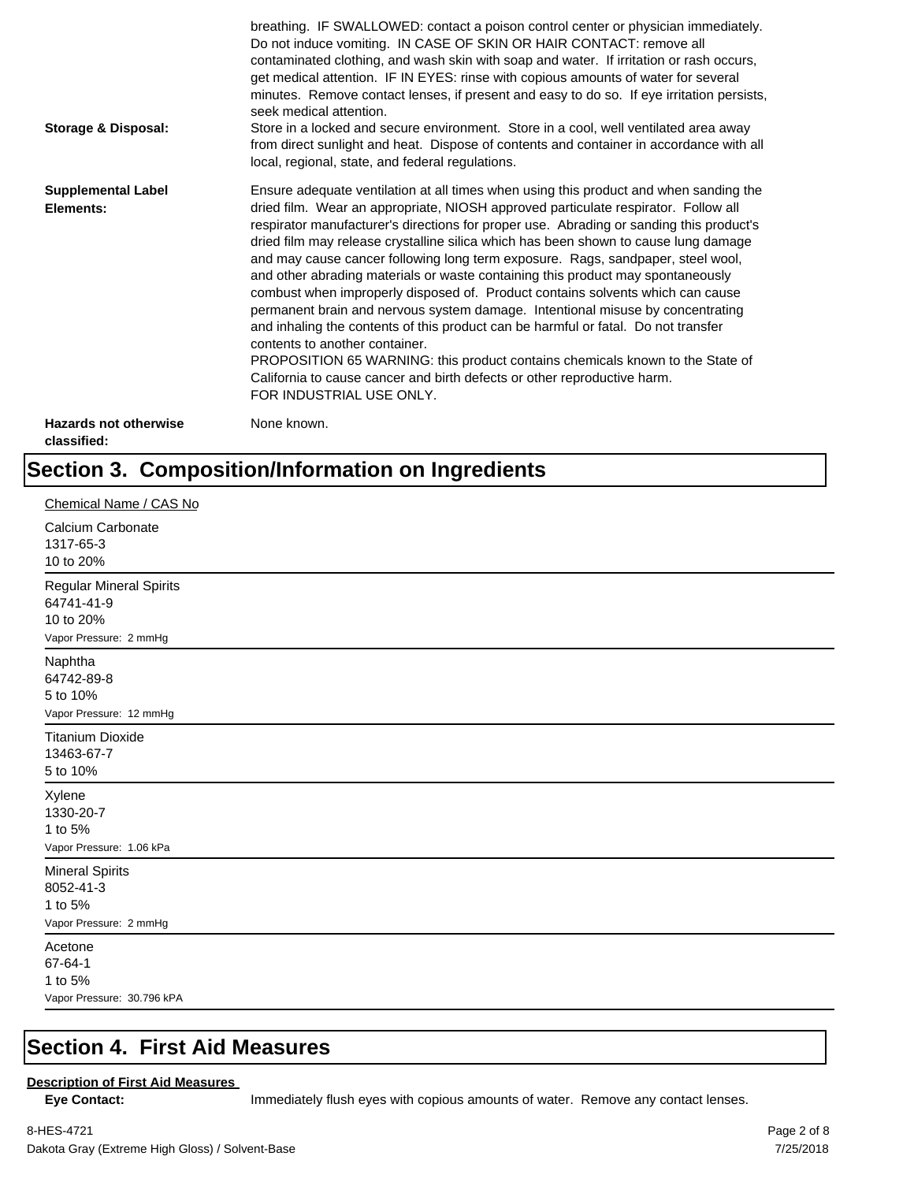breathing. IF SWALLOWED: contact a poison control center or physician immediately. Do not induce vomiting. IN CASE OF SKIN OR HAIR CONTACT: remove all contaminated clothing, and wash skin with soap and water. If irritation or rash occurs, get medical attention. IF IN EYES: rinse with copious amounts of water for several minutes. Remove contact lenses, if present and easy to do so. If eye irritation persists, seek medical attention.

**Storage & Disposal:** Store in a locked and secure environment. Store in a cool, well ventilated area away from direct sunlight and heat. Dispose of contents and container in accordance with all local, regional, state, and federal regulations.

**Supplemental Label Elements:** Ensure adequate ventilation at all times when using this product and when sanding the dried film. Wear an appropriate, NIOSH approved particulate respirator. Follow all respirator manufacturer's directions for proper use. Abrading or sanding this product's dried film may release crystalline silica which has been shown to cause lung damage and may cause cancer following long term exposure. Rags, sandpaper, steel wool, and other abrading materials or waste containing this product may spontaneously combust when improperly disposed of. Product contains solvents which can cause permanent brain and nervous system damage. Intentional misuse by concentrating and inhaling the contents of this product can be harmful or fatal. Do not transfer contents to another container.
PROPOSITION 65 WARNING: this product contains chemicals known to the State of California to cause cancer and birth defects or other reproductive harm.
FOR INDUSTRIAL USE ONLY.

**Hazards not otherwise classified:** None known.

# Section 3. Composition/Information on Ingredients

Chemical Name / CAS No

Calcium Carbonate
1317-65-3
10 to 20%

---

Regular Mineral Spirits
64741-41-9
10 to 20%
Vapor Pressure: 2 mmHg

---

Naphtha
64742-89-8
5 to 10%
Vapor Pressure: 12 mmHg

---

Titanium Dioxide
13463-67-7
5 to 10%

---

Xylene
1330-20-7
1 to 5%
Vapor Pressure: 1.06 kPa

---

Mineral Spirits
8052-41-3
1 to 5%
Vapor Pressure: 2 mmHg

---

Acetone
67-64-1
1 to 5%
Vapor Pressure: 30.796 kPA

---

# Section 4. First Aid Measures

**Description of First Aid Measures**

**Eye Contact:** Immediately flush eyes with copious amounts of water. Remove any contact lenses.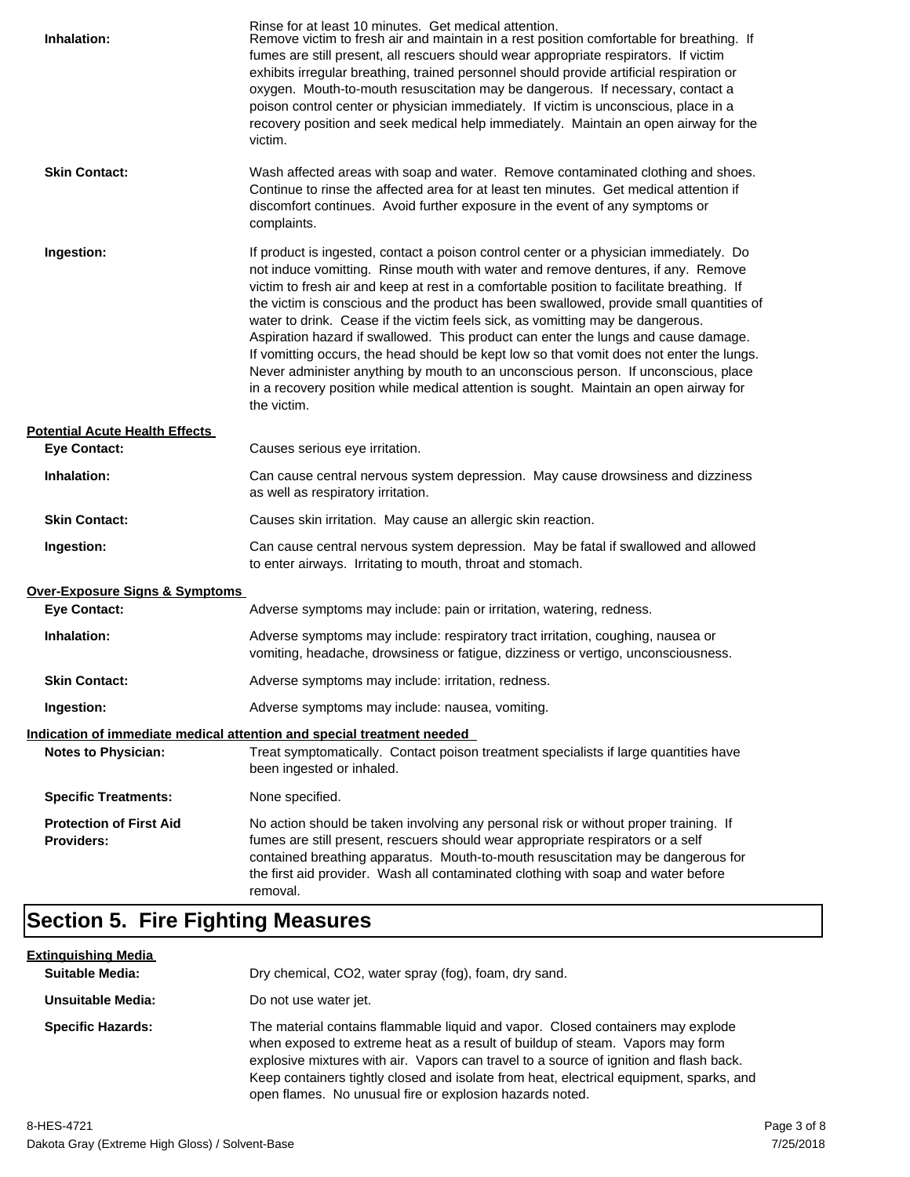Rinse for at least 10 minutes. Get medical attention.

| | |
|---|---|
| **Inhalation:** | Remove victim to fresh air and maintain in a rest position comfortable for breathing. If fumes are still present, all rescuers should wear appropriate respirators. If victim exhibits irregular breathing, trained personnel should provide artificial respiration or oxygen. Mouth-to-mouth resuscitation may be dangerous. If necessary, contact a poison control center or physician immediately. If victim is unconscious, place in a recovery position and seek medical help immediately. Maintain an open airway for the victim. |
| **Skin Contact:** | Wash affected areas with soap and water. Remove contaminated clothing and shoes. Continue to rinse the affected area for at least ten minutes. Get medical attention if discomfort continues. Avoid further exposure in the event of any symptoms or complaints. |
| **Ingestion:** | If product is ingested, contact a poison control center or a physician immediately. Do not induce vomitting. Rinse mouth with water and remove dentures, if any. Remove victim to fresh air and keep at rest in a comfortable position to facilitate breathing. If the victim is conscious and the product has been swallowed, provide small quantities of water to drink. Cease if the victim feels sick, as vomitting may be dangerous. Aspiration hazard if swallowed. This product can enter the lungs and cause damage. If vomitting occurs, the head should be kept low so that vomit does not enter the lungs. Never administer anything by mouth to an unconscious person. If unconscious, place in a recovery position while medical attention is sought. Maintain an open airway for the victim. |

**Potential Acute Health Effects**

| | |
|---|---|
| **Eye Contact:** | Causes serious eye irritation. |
| **Inhalation:** | Can cause central nervous system depression. May cause drowsiness and dizziness as well as respiratory irritation. |
| **Skin Contact:** | Causes skin irritation. May cause an allergic skin reaction. |
| **Ingestion:** | Can cause central nervous system depression. May be fatal if swallowed and allowed to enter airways. Irritating to mouth, throat and stomach. |

**Over-Exposure Signs & Symptoms**

| | |
|---|---|
| **Eye Contact:** | Adverse symptoms may include: pain or irritation, watering, redness. |
| **Inhalation:** | Adverse symptoms may include: respiratory tract irritation, coughing, nausea or vomiting, headache, drowsiness or fatigue, dizziness or vertigo, unconsciousness. |
| **Skin Contact:** | Adverse symptoms may include: irritation, redness. |
| **Ingestion:** | Adverse symptoms may include: nausea, vomiting. |

**Indication of immediate medical attention and special treatment needed**

| | |
|---|---|
| **Notes to Physician:** | Treat symptomatically. Contact poison treatment specialists if large quantities have been ingested or inhaled. |
| **Specific Treatments:** | None specified. |
| **Protection of First Aid Providers:** | No action should be taken involving any personal risk or without proper training. If fumes are still present, rescuers should wear appropriate respirators or a self contained breathing apparatus. Mouth-to-mouth resuscitation may be dangerous for the first aid provider. Wash all contaminated clothing with soap and water before removal. |

## Section 5. Fire Fighting Measures

**Extinguishing Media**

| | |
|---|---|
| **Suitable Media:** | Dry chemical, $CO_2$, water spray (fog), foam, dry sand. |
| **Unsuitable Media:** | Do not use water jet. |
| **Specific Hazards:** | The material contains flammable liquid and vapor. Closed containers may explode when exposed to extreme heat as a result of buildup of steam. Vapors may form explosive mixtures with air. Vapors can travel to a source of ignition and flash back. Keep containers tightly closed and isolate from heat, electrical equipment, sparks, and open flames. No unusual fire or explosion hazards noted. |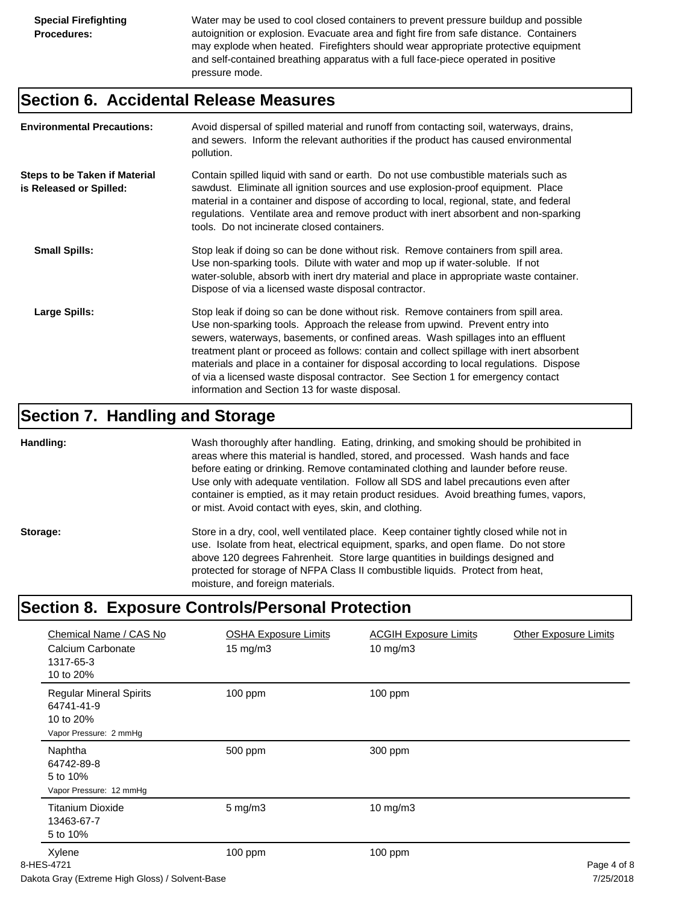**Special Firefighting Procedures:** Water may be used to cool closed containers to prevent pressure buildup and possible autoignition or explosion. Evacuate area and fight fire from safe distance. Containers may explode when heated. Firefighters should wear appropriate protective equipment and self-contained breathing apparatus with a full face-piece operated in positive pressure mode.

## Section 6. Accidental Release Measures

**Environmental Precautions:** Avoid dispersal of spilled material and runoff from contacting soil, waterways, drains, and sewers. Inform the relevant authorities if the product has caused environmental pollution.

**Steps to be Taken if Material is Released or Spilled:** Contain spilled liquid with sand or earth. Do not use combustible materials such as sawdust. Eliminate all ignition sources and use explosion-proof equipment. Place material in a container and dispose of according to local, regional, state, and federal regulations. Ventilate area and remove product with inert absorbent and non-sparking tools. Do not incinerate closed containers.

**Small Spills:** Stop leak if doing so can be done without risk. Remove containers from spill area. Use non-sparking tools. Dilute with water and mop up if water-soluble. If not water-soluble, absorb with inert dry material and place in appropriate waste container. Dispose of via a licensed waste disposal contractor.

**Large Spills:** Stop leak if doing so can be done without risk. Remove containers from spill area. Use non-sparking tools. Approach the release from upwind. Prevent entry into sewers, waterways, basements, or confined areas. Wash spillages into an effluent treatment plant or proceed as follows: contain and collect spillage with inert absorbent materials and place in a container for disposal according to local regulations. Dispose of via a licensed waste disposal contractor. See Section 1 for emergency contact information and Section 13 for waste disposal.

## Section 7. Handling and Storage

**Handling:** Wash thoroughly after handling. Eating, drinking, and smoking should be prohibited in areas where this material is handled, stored, and processed. Wash hands and face before eating or drinking. Remove contaminated clothing and launder before reuse. Use only with adequate ventilation. Follow all SDS and label precautions even after container is emptied, as it may retain product residues. Avoid breathing fumes, vapors, or mist. Avoid contact with eyes, skin, and clothing.

**Storage:** Store in a dry, cool, well ventilated place. Keep container tightly closed while not in use. Isolate from heat, electrical equipment, sparks, and open flame. Do not store above 120 degrees Fahrenheit. Store large quantities in buildings designed and protected for storage of NFPA Class II combustible liquids. Protect from heat, moisture, and foreign materials.

## Section 8. Exposure Controls/Personal Protection

| Chemical Name / CAS No | OSHA Exposure Limits | ACGIH Exposure Limits | Other Exposure Limits |
|---|---|---|---|
| Calcium Carbonate<br>1317-65-3<br>10 to 20% | 15 mg/m3 | 10 mg/m3 | |
| Regular Mineral Spirits<br>64741-41-9<br>10 to 20%<br>Vapor Pressure: 2 mmHg | 100 ppm | 100 ppm | |
| Naphtha<br>64742-89-8<br>5 to 10%<br>Vapor Pressure: 12 mmHg | 500 ppm | 300 ppm | |
| Titanium Dioxide<br>13463-67-7<br>5 to 10% | 5 mg/m3 | 10 mg/m3 | |
| Xylene | 100 ppm | 100 ppm | |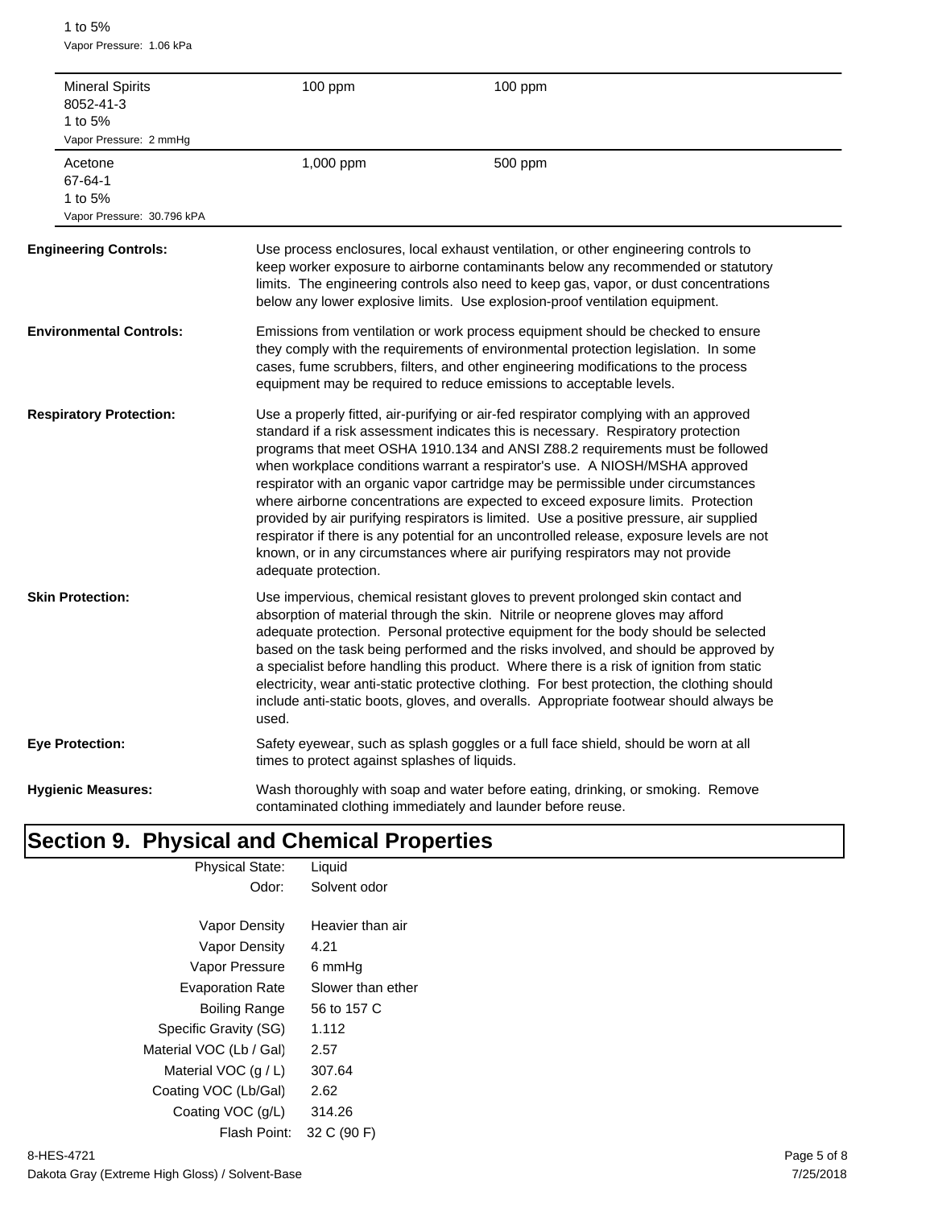1 to 5%
Vapor Pressure: 1.06 kPa

| | | |
|---|---|---|
| Mineral Spirits<br>8052-41-3<br>1 to 5%<br>Vapor Pressure: 2 mmHg | 100 ppm | 100 ppm |
| Acetone<br>67-64-1<br>1 to 5%<br>Vapor Pressure: 30.796 kPA | 1,000 ppm | 500 ppm |

**Engineering Controls:** Use process enclosures, local exhaust ventilation, or other engineering controls to keep worker exposure to airborne contaminants below any recommended or statutory limits. The engineering controls also need to keep gas, vapor, or dust concentrations below any lower explosive limits. Use explosion-proof ventilation equipment.

**Environmental Controls:** Emissions from ventilation or work process equipment should be checked to ensure they comply with the requirements of environmental protection legislation. In some cases, fume scrubbers, filters, and other engineering modifications to the process equipment may be required to reduce emissions to acceptable levels.

**Respiratory Protection:** Use a properly fitted, air-purifying or air-fed respirator complying with an approved standard if a risk assessment indicates this is necessary. Respiratory protection programs that meet OSHA 1910.134 and ANSI Z88.2 requirements must be followed when workplace conditions warrant a respirator's use. A NIOSH/MSHA approved respirator with an organic vapor cartridge may be permissible under circumstances where airborne concentrations are expected to exceed exposure limits. Protection provided by air purifying respirators is limited. Use a positive pressure, air supplied respirator if there is any potential for an uncontrolled release, exposure levels are not known, or in any circumstances where air purifying respirators may not provide adequate protection.

**Skin Protection:** Use impervious, chemical resistant gloves to prevent prolonged skin contact and absorption of material through the skin. Nitrile or neoprene gloves may afford adequate protection. Personal protective equipment for the body should be selected based on the task being performed and the risks involved, and should be approved by a specialist before handling this product. Where there is a risk of ignition from static electricity, wear anti-static protective clothing. For best protection, the clothing should include anti-static boots, gloves, and overalls. Appropriate footwear should always be used.

**Eye Protection:** Safety eyewear, such as splash goggles or a full face shield, should be worn at all times to protect against splashes of liquids.

**Hygienic Measures:** Wash thoroughly with soap and water before eating, drinking, or smoking. Remove contaminated clothing immediately and launder before reuse.

# Section 9. Physical and Chemical Properties

| | |
|---|---|
| Physical State: | Liquid |
| Odor: | Solvent odor |
| Vapor Density | Heavier than air |
| Vapor Density | 4.21 |
| Vapor Pressure | 6 mmHg |
| Evaporation Rate | Slower than ether |
| Boiling Range | 56 to 157 C |
| Specific Gravity (SG) | 1.112 |
| Material VOC (Lb / Gal) | 2.57 |
| Material VOC (g / L) | 307.64 |
| Coating VOC (Lb/Gal) | 2.62 |
| Coating VOC (g/L) | 314.26 |
| Flash Point: | 32 C (90 F) |

8-HES-4721
Dakota Gray (Extreme High Gloss) / Solvent-Base
7/25/2018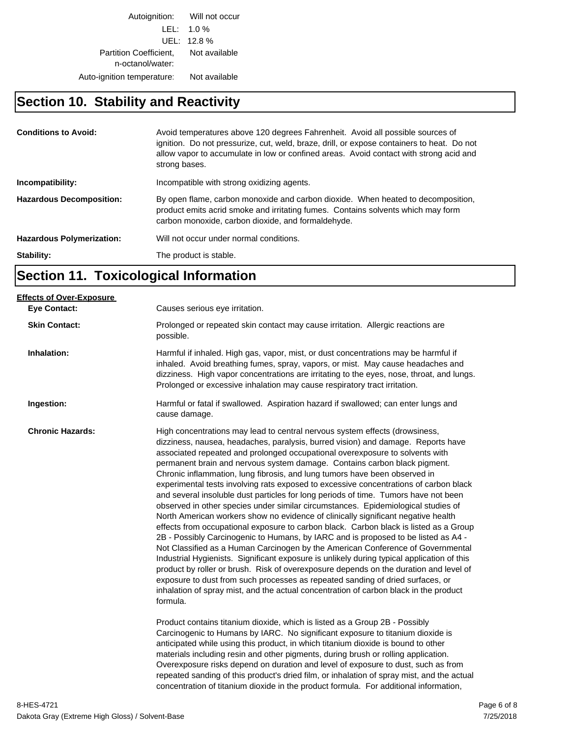| | |
|---|---|
| Autoignition: | Will not occur |
| LEL: | 1.0 % |
| UEL: | 12.8 % |
| Partition Coefficient, n-octanol/water: | Not available |
| Auto-ignition temperature: | Not available |

## Section 10. Stability and Reactivity

**Conditions to Avoid:** Avoid temperatures above 120 degrees Fahrenheit. Avoid all possible sources of ignition. Do not pressurize, cut, weld, braze, drill, or expose containers to heat. Do not allow vapor to accumulate in low or confined areas. Avoid contact with strong acid and strong bases.

**Incompatibility:** Incompatible with strong oxidizing agents.

**Hazardous Decomposition:** By open flame, carbon monoxide and carbon dioxide. When heated to decomposition, product emits acrid smoke and irritating fumes. Contains solvents which may form carbon monoxide, carbon dioxide, and formaldehyde.

**Hazardous Polymerization:** Will not occur under normal conditions.

**Stability:** The product is stable.

## Section 11. Toxicological Information

**Effects of Over-Exposure**

**Eye Contact:** Causes serious eye irritation.

**Skin Contact:** Prolonged or repeated skin contact may cause irritation. Allergic reactions are possible.

**Inhalation:** Harmful if inhaled. High gas, vapor, mist, or dust concentrations may be harmful if inhaled. Avoid breathing fumes, spray, vapors, or mist. May cause headaches and dizziness. High vapor concentrations are irritating to the eyes, nose, throat, and lungs. Prolonged or excessive inhalation may cause respiratory tract irritation.

**Ingestion:** Harmful or fatal if swallowed. Aspiration hazard if swallowed; can enter lungs and cause damage.

**Chronic Hazards:** High concentrations may lead to central nervous system effects (drowsiness, dizziness, nausea, headaches, paralysis, burred vision) and damage. Reports have associated repeated and prolonged occupational overexposure to solvents with permanent brain and nervous system damage. Contains carbon black pigment. Chronic inflammation, lung fibrosis, and lung tumors have been observed in experimental tests involving rats exposed to excessive concentrations of carbon black and several insoluble dust particles for long periods of time. Tumors have not been observed in other species under similar circumstances. Epidemiological studies of North American workers show no evidence of clinically significant negative health effects from occupational exposure to carbon black. Carbon black is listed as a Group 2B - Possibly Carcinogenic to Humans, by IARC and is proposed to be listed as A4 - Not Classified as a Human Carcinogen by the American Conference of Governmental Industrial Hygienists. Significant exposure is unlikely during typical application of this product by roller or brush. Risk of overexposure depends on the duration and level of exposure to dust from such processes as repeated sanding of dried surfaces, or inhalation of spray mist, and the actual concentration of carbon black in the product formula.

Product contains titanium dioxide, which is listed as a Group 2B - Possibly Carcinogenic to Humans by IARC. No significant exposure to titanium dioxide is anticipated while using this product, in which titanium dioxide is bound to other materials including resin and other pigments, during brush or rolling application. Overexposure risks depend on duration and level of exposure to dust, such as from repeated sanding of this product's dried film, or inhalation of spray mist, and the actual concentration of titanium dioxide in the product formula. For additional information,

8-HES-4721
Dakota Gray (Extreme High Gloss) / Solvent-Base
7/25/2018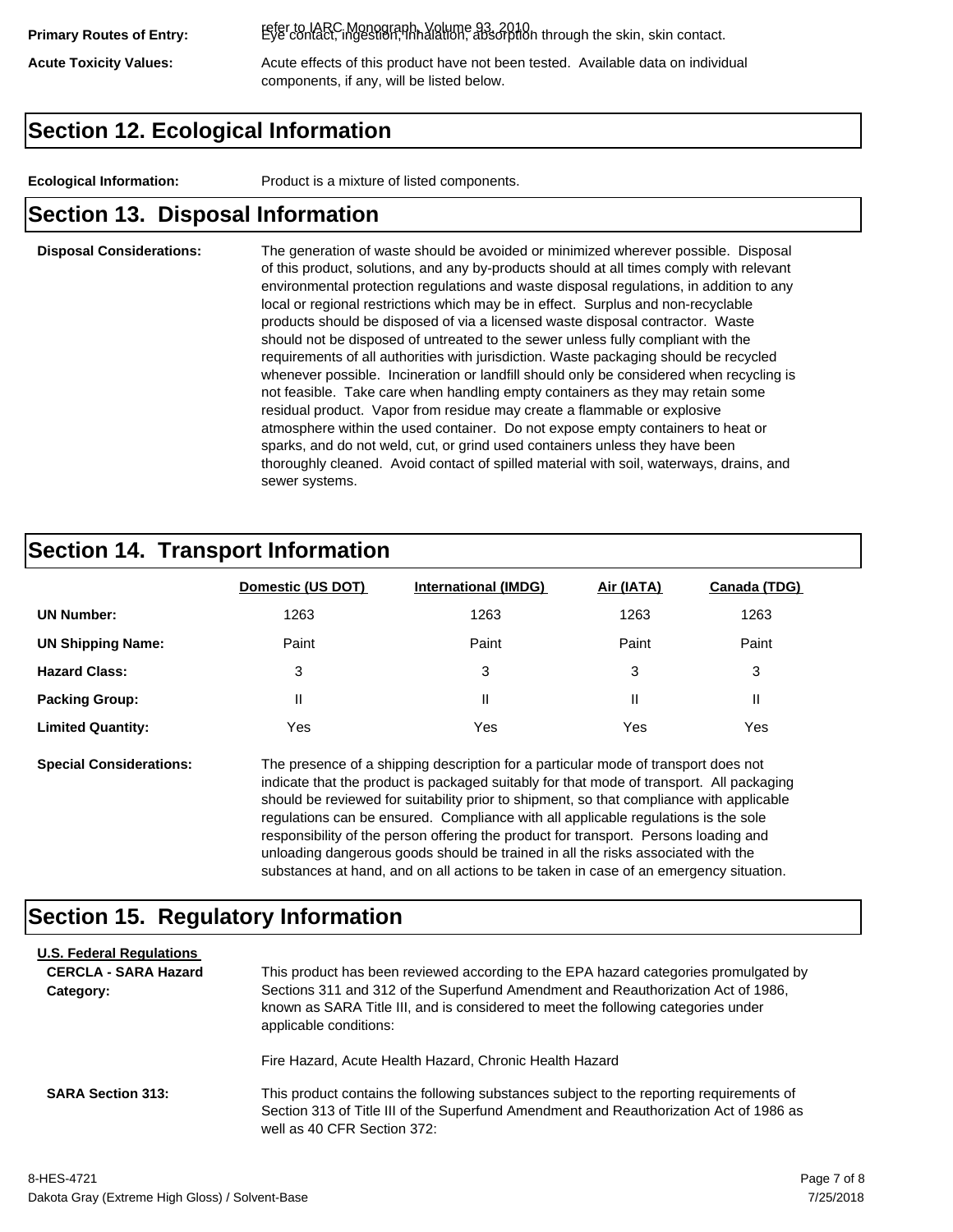**Primary Routes of Entry:** refer to IARC Monograph, Volume 93, 2010
Eye contact, ingestion, inhalation, absorption through the skin, skin contact.

**Acute Toxicity Values:** Acute effects of this product have not been tested. Available data on individual components, if any, will be listed below.

## Section 12. Ecological Information

**Ecological Information:** Product is a mixture of listed components.

## Section 13. Disposal Information

**Disposal Considerations:** The generation of waste should be avoided or minimized wherever possible. Disposal of this product, solutions, and any by-products should at all times comply with relevant environmental protection regulations and waste disposal regulations, in addition to any local or regional restrictions which may be in effect. Surplus and non-recyclable products should be disposed of via a licensed waste disposal contractor. Waste should not be disposed of untreated to the sewer unless fully compliant with the requirements of all authorities with jurisdiction. Waste packaging should be recycled whenever possible. Incineration or landfill should only be considered when recycling is not feasible. Take care when handling empty containers as they may retain some residual product. Vapor from residue may create a flammable or explosive atmosphere within the used container. Do not expose empty containers to heat or sparks, and do not weld, cut, or grind used containers unless they have been thoroughly cleaned. Avoid contact of spilled material with soil, waterways, drains, and sewer systems.

## Section 14. Transport Information

| | Domestic (US DOT) | International (IMDG) | Air (IATA) | Canada (TDG) |
|---|---|---|---|---|
| **UN Number:** | 1263 | 1263 | 1263 | 1263 |
| **UN Shipping Name:** | Paint | Paint | Paint | Paint |
| **Hazard Class:** | 3 | 3 | 3 | 3 |
| **Packing Group:** | II | II | II | II |
| **Limited Quantity:** | Yes | Yes | Yes | Yes |

**Special Considerations:** The presence of a shipping description for a particular mode of transport does not indicate that the product is packaged suitably for that mode of transport. All packaging should be reviewed for suitability prior to shipment, so that compliance with applicable regulations can be ensured. Compliance with all applicable regulations is the sole responsibility of the person offering the product for transport. Persons loading and unloading dangerous goods should be trained in all the risks associated with the substances at hand, and on all actions to be taken in case of an emergency situation.

## Section 15. Regulatory Information

**U.S. Federal Regulations**

**CERCLA - SARA Hazard Category:** This product has been reviewed according to the EPA hazard categories promulgated by Sections 311 and 312 of the Superfund Amendment and Reauthorization Act of 1986, known as SARA Title III, and is considered to meet the following categories under applicable conditions:

Fire Hazard, Acute Health Hazard, Chronic Health Hazard

**SARA Section 313:** This product contains the following substances subject to the reporting requirements of Section 313 of Title III of the Superfund Amendment and Reauthorization Act of 1986 as well as 40 CFR Section 372:

8-HES-4721
Dakota Gray (Extreme High Gloss) / Solvent-Base

7/25/2018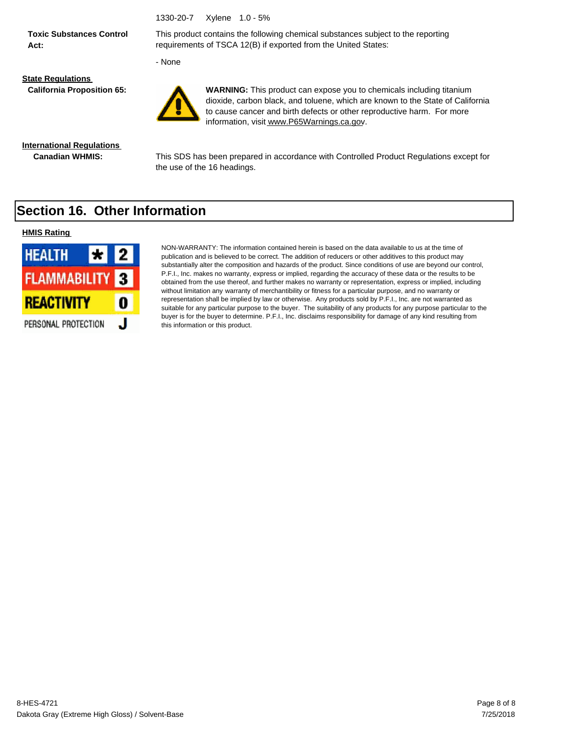1330-20-7 Xylene 1.0 - 5%

**Toxic Substances Control Act:** This product contains the following chemical substances subject to the reporting requirements of TSCA 12(B) if exported from the United States:

- None

**State Regulations**

**California Proposition 65:** **WARNING:** This product can expose you to chemicals including titanium dioxide, carbon black, and toluene, which are known to the State of California to cause cancer and birth defects or other reproductive harm. For more information, visit www.P65Warnings.ca.gov.

**International Regulations**

**Canadian WHMIS:** This SDS has been prepared in accordance with Controlled Product Regulations except for the use of the 16 headings.

## Section 16. Other Information

**HMIS Rating**

| | | |
|---|---|---|
| HEALTH | * | 2 |
| FLAMMABILITY | | 3 |
| REACTIVITY | | 0 |
| PERSONAL PROTECTION | | J |

NON-WARRANTY: The information contained herein is based on the data available to us at the time of publication and is believed to be correct. The addition of reducers or other additives to this product may substantially alter the composition and hazards of the product. Since conditions of use are beyond our control, P.F.I., Inc. makes no warranty, express or implied, regarding the accuracy of these data or the results to be obtained from the use thereof, and further makes no warranty, express or implied, including without limitation any warranty of merchantibility or fitness for a particular purpose, and no warranty or representation shall be implied by law or otherwise. Any products sold by P.F.I., Inc. are not warranted as suitable for any particular purpose to the buyer. The suitability of any products for any purpose particular to the buyer is for the buyer to determine. P.F.I., Inc. disclaims responsibility for damage of any kind resulting from this information or this product.